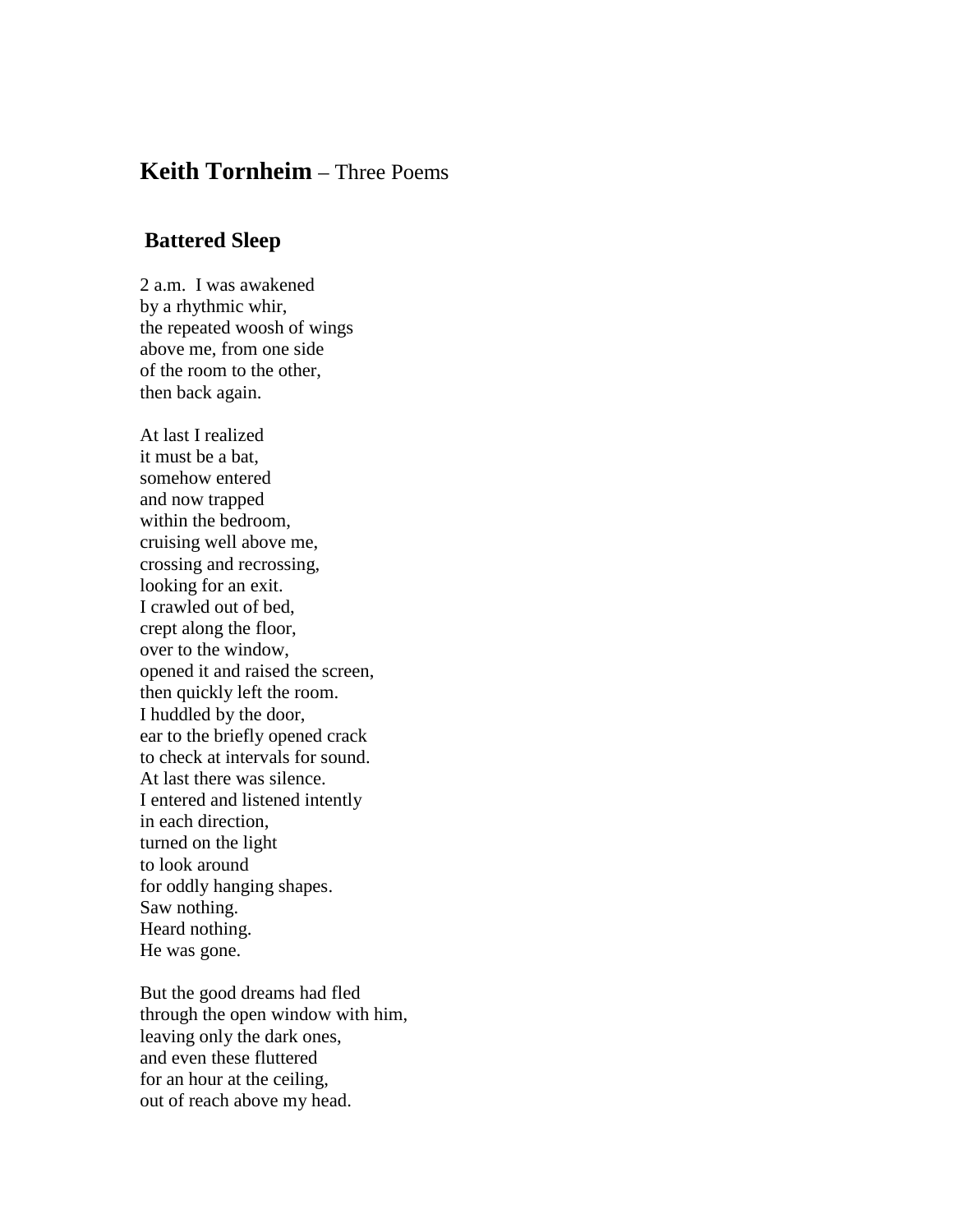# **Keith Tornheim** – Three Poems

## Battered Sleep

2 a.m. I was awakened  
by a rhythmic whir,  
the repeated woosh of wings  
above me, from one side  
of the room to the other,  
then back again.

At last I realized  
it must be a bat,  
somehow entered  
and now trapped  
within the bedroom,  
cruising well above me,  
crossing and recrossing,  
looking for an exit.  
I crawled out of bed,  
crept along the floor,  
over to the window,  
opened it and raised the screen,  
then quickly left the room.  
I huddled by the door,  
ear to the briefly opened crack  
to check at intervals for sound.  
At last there was silence.  
I entered and listened intently  
in each direction,  
turned on the light  
to look around  
for oddly hanging shapes.  
Saw nothing.  
Heard nothing.  
He was gone.

But the good dreams had fled  
through the open window with him,  
leaving only the dark ones,  
and even these fluttered  
for an hour at the ceiling,  
out of reach above my head.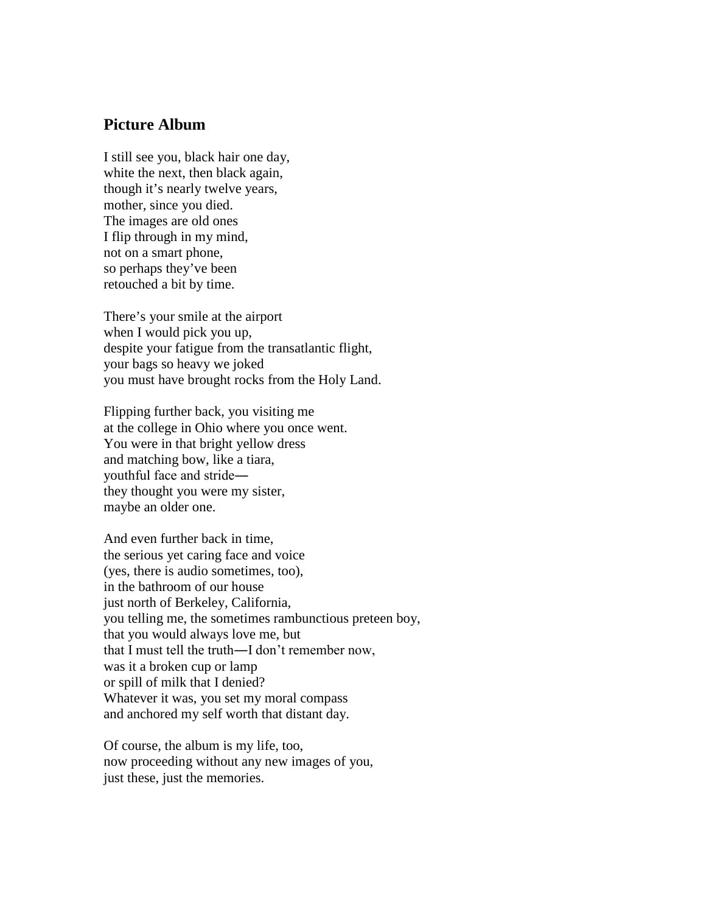## Picture Album

I still see you, black hair one day,  
white the next, then black again,  
though it's nearly twelve years,  
mother, since you died.  
The images are old ones  
I flip through in my mind,  
not on a smart phone,  
so perhaps they've been  
retouched a bit by time.

There's your smile at the airport  
when I would pick you up,  
despite your fatigue from the transatlantic flight,  
your bags so heavy we joked  
you must have brought rocks from the Holy Land.

Flipping further back, you visiting me  
at the college in Ohio where you once went.  
You were in that bright yellow dress  
and matching bow, like a tiara,  
youthful face and stride—  
they thought you were my sister,  
maybe an older one.

And even further back in time,  
the serious yet caring face and voice  
(yes, there is audio sometimes, too),  
in the bathroom of our house  
just north of Berkeley, California,  
you telling me, the sometimes rambunctious preteen boy,  
that you would always love me, but  
that I must tell the truth—I don't remember now,  
was it a broken cup or lamp  
or spill of milk that I denied?  
Whatever it was, you set my moral compass  
and anchored my self worth that distant day.

Of course, the album is my life, too,  
now proceeding without any new images of you,  
just these, just the memories.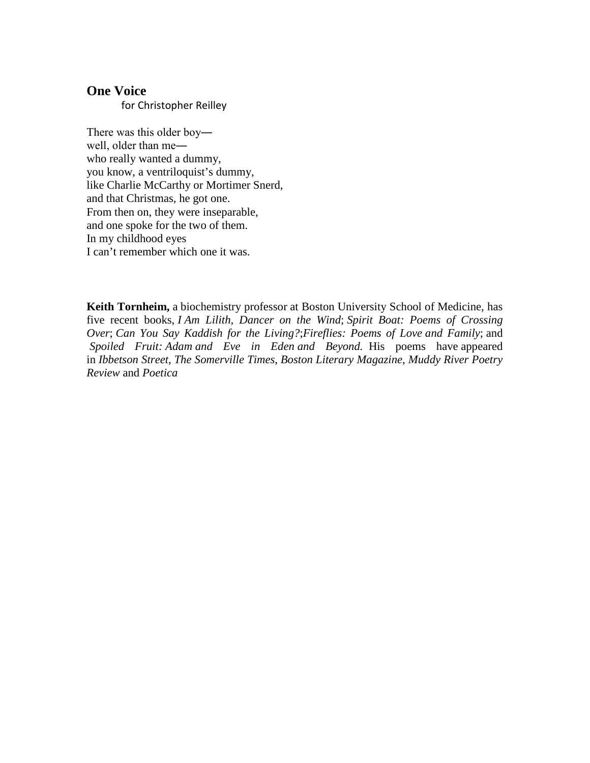## One Voice

for Christopher Reilley

There was this older boy—  
well, older than me—  
who really wanted a dummy,  
you know, a ventriloquist's dummy,  
like Charlie McCarthy or Mortimer Snerd,  
and that Christmas, he got one.  
From then on, they were inseparable,  
and one spoke for the two of them.  
In my childhood eyes  
I can't remember which one it was.

**Keith Tornheim,** a biochemistry professor at Boston University School of Medicine, has five recent books, *I Am Lilith, Dancer on the Wind*; *Spirit Boat: Poems of Crossing Over*; *Can You Say Kaddish for the Living?*;*Fireflies: Poems of Love and Family*; and *Spoiled Fruit: Adam and Eve in Eden and Beyond.* His poems have appeared in *Ibbetson Street*, *The Somerville Times*, *Boston Literary Magazine, Muddy River Poetry Review* and *Poetica*